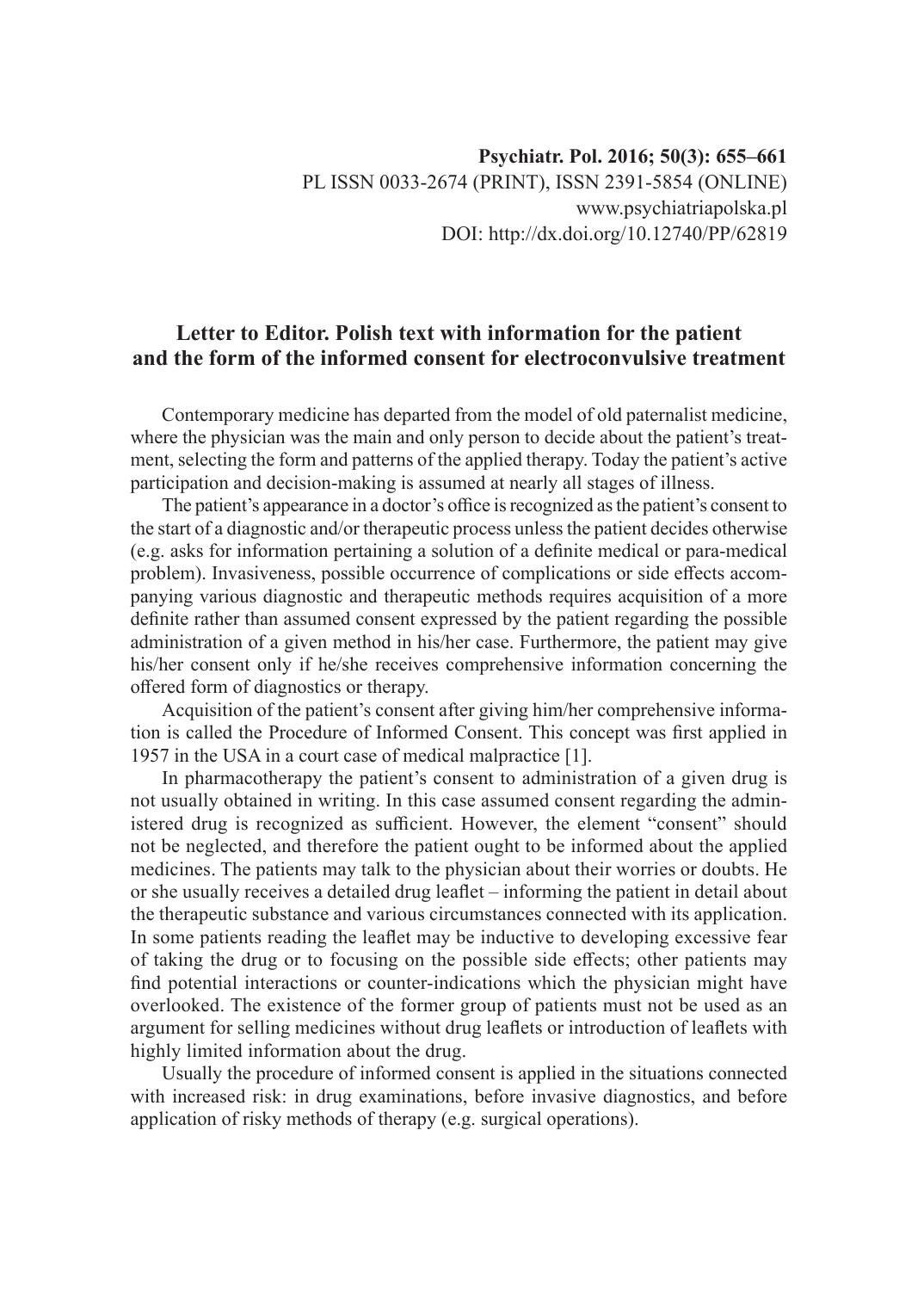Psychiatr. Pol. 2016; 50(3): 655–661
PL ISSN 0033-2674 (PRINT), ISSN 2391-5854 (ONLINE)
www.psychiatriapolska.pl
DOI: http://dx.doi.org/10.12740/PP/62819

# Letter to Editor. Polish text with information for the patient and the form of the informed consent for electroconvulsive treatment

Contemporary medicine has departed from the model of old paternalist medicine, where the physician was the main and only person to decide about the patient's treatment, selecting the form and patterns of the applied therapy. Today the patient's active participation and decision-making is assumed at nearly all stages of illness.

The patient's appearance in a doctor's office is recognized as the patient's consent to the start of a diagnostic and/or therapeutic process unless the patient decides otherwise (e.g. asks for information pertaining a solution of a definite medical or para-medical problem). Invasiveness, possible occurrence of complications or side effects accompanying various diagnostic and therapeutic methods requires acquisition of a more definite rather than assumed consent expressed by the patient regarding the possible administration of a given method in his/her case. Furthermore, the patient may give his/her consent only if he/she receives comprehensive information concerning the offered form of diagnostics or therapy.

Acquisition of the patient's consent after giving him/her comprehensive information is called the Procedure of Informed Consent. This concept was first applied in 1957 in the USA in a court case of medical malpractice [1].

In pharmacotherapy the patient's consent to administration of a given drug is not usually obtained in writing. In this case assumed consent regarding the administered drug is recognized as sufficient. However, the element "consent" should not be neglected, and therefore the patient ought to be informed about the applied medicines. The patients may talk to the physician about their worries or doubts. He or she usually receives a detailed drug leaflet – informing the patient in detail about the therapeutic substance and various circumstances connected with its application. In some patients reading the leaflet may be inductive to developing excessive fear of taking the drug or to focusing on the possible side effects; other patients may find potential interactions or counter-indications which the physician might have overlooked. The existence of the former group of patients must not be used as an argument for selling medicines without drug leaflets or introduction of leaflets with highly limited information about the drug.

Usually the procedure of informed consent is applied in the situations connected with increased risk: in drug examinations, before invasive diagnostics, and before application of risky methods of therapy (e.g. surgical operations).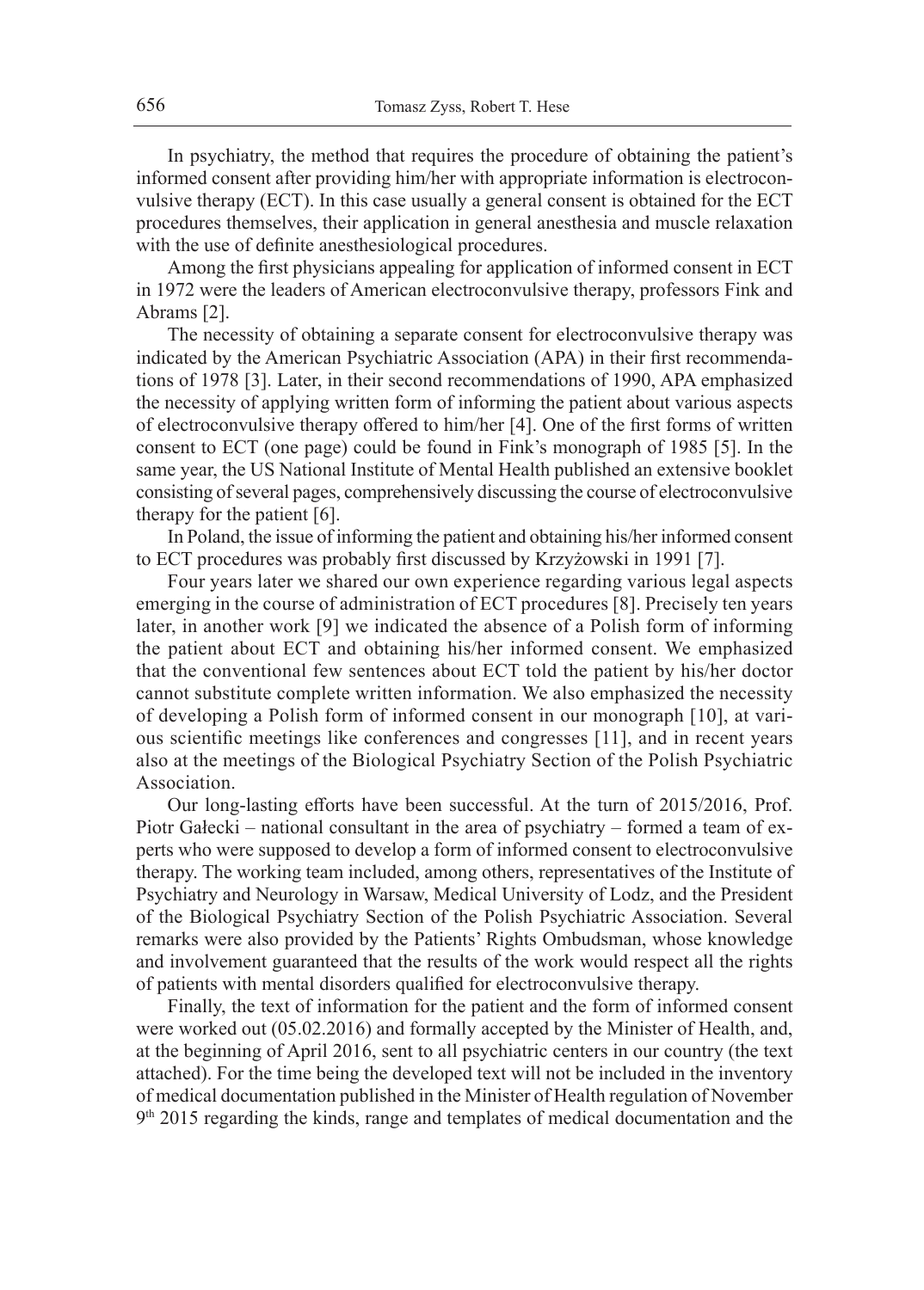In psychiatry, the method that requires the procedure of obtaining the patient's informed consent after providing him/her with appropriate information is electroconvulsive therapy (ECT). In this case usually a general consent is obtained for the ECT procedures themselves, their application in general anesthesia and muscle relaxation with the use of definite anesthesiological procedures.

Among the first physicians appealing for application of informed consent in ECT in 1972 were the leaders of American electroconvulsive therapy, professors Fink and Abrams [2].

The necessity of obtaining a separate consent for electroconvulsive therapy was indicated by the American Psychiatric Association (APA) in their first recommendations of 1978 [3]. Later, in their second recommendations of 1990, APA emphasized the necessity of applying written form of informing the patient about various aspects of electroconvulsive therapy offered to him/her [4]. One of the first forms of written consent to ECT (one page) could be found in Fink's monograph of 1985 [5]. In the same year, the US National Institute of Mental Health published an extensive booklet consisting of several pages, comprehensively discussing the course of electroconvulsive therapy for the patient [6].

In Poland, the issue of informing the patient and obtaining his/her informed consent to ECT procedures was probably first discussed by Krzyżowski in 1991 [7].

Four years later we shared our own experience regarding various legal aspects emerging in the course of administration of ECT procedures [8]. Precisely ten years later, in another work [9] we indicated the absence of a Polish form of informing the patient about ECT and obtaining his/her informed consent. We emphasized that the conventional few sentences about ECT told the patient by his/her doctor cannot substitute complete written information. We also emphasized the necessity of developing a Polish form of informed consent in our monograph [10], at various scientific meetings like conferences and congresses [11], and in recent years also at the meetings of the Biological Psychiatry Section of the Polish Psychiatric Association.

Our long-lasting efforts have been successful. At the turn of 2015/2016, Prof. Piotr Gałecki – national consultant in the area of psychiatry – formed a team of experts who were supposed to develop a form of informed consent to electroconvulsive therapy. The working team included, among others, representatives of the Institute of Psychiatry and Neurology in Warsaw, Medical University of Lodz, and the President of the Biological Psychiatry Section of the Polish Psychiatric Association. Several remarks were also provided by the Patients' Rights Ombudsman, whose knowledge and involvement guaranteed that the results of the work would respect all the rights of patients with mental disorders qualified for electroconvulsive therapy.

Finally, the text of information for the patient and the form of informed consent were worked out (05.02.2016) and formally accepted by the Minister of Health, and, at the beginning of April 2016, sent to all psychiatric centers in our country (the text attached). For the time being the developed text will not be included in the inventory of medical documentation published in the Minister of Health regulation of November 9th 2015 regarding the kinds, range and templates of medical documentation and the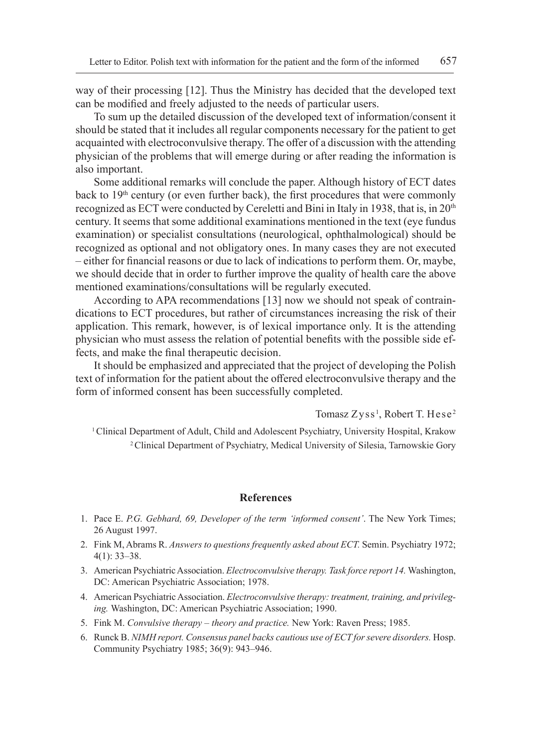way of their processing [12]. Thus the Ministry has decided that the developed text can be modified and freely adjusted to the needs of particular users.

To sum up the detailed discussion of the developed text of information/consent it should be stated that it includes all regular components necessary for the patient to get acquainted with electroconvulsive therapy. The offer of a discussion with the attending physician of the problems that will emerge during or after reading the information is also important.

Some additional remarks will conclude the paper. Although history of ECT dates back to 19th century (or even further back), the first procedures that were commonly recognized as ECT were conducted by Cereletti and Bini in Italy in 1938, that is, in 20th century. It seems that some additional examinations mentioned in the text (eye fundus examination) or specialist consultations (neurological, ophthalmological) should be recognized as optional and not obligatory ones. In many cases they are not executed – either for financial reasons or due to lack of indications to perform them. Or, maybe, we should decide that in order to further improve the quality of health care the above mentioned examinations/consultations will be regularly executed.

According to APA recommendations [13] now we should not speak of contraindications to ECT procedures, but rather of circumstances increasing the risk of their application. This remark, however, is of lexical importance only. It is the attending physician who must assess the relation of potential benefits with the possible side effects, and make the final therapeutic decision.

It should be emphasized and appreciated that the project of developing the Polish text of information for the patient about the offered electroconvulsive therapy and the form of informed consent has been successfully completed.

Tomasz Zyss[1], Robert T. Hese[2]

[1] Clinical Department of Adult, Child and Adolescent Psychiatry, University Hospital, Krakow

[2] Clinical Department of Psychiatry, Medical University of Silesia, Tarnowskie Gory

## References

1. Pace E. *P.G. Gebhard, 69, Developer of the term 'informed consent'*. The New York Times; 26 August 1997.
2. Fink M, Abrams R. *Answers to questions frequently asked about ECT.* Semin. Psychiatry 1972; 4(1): 33–38.
3. American Psychiatric Association. *Electroconvulsive therapy. Task force report 14.* Washington, DC: American Psychiatric Association; 1978.
4. American Psychiatric Association. *Electroconvulsive therapy: treatment, training, and privileging.* Washington, DC: American Psychiatric Association; 1990.
5. Fink M. *Convulsive therapy – theory and practice.* New York: Raven Press; 1985.
6. Runck B. *NIMH report. Consensus panel backs cautious use of ECT for severe disorders.* Hosp. Community Psychiatry 1985; 36(9): 943–946.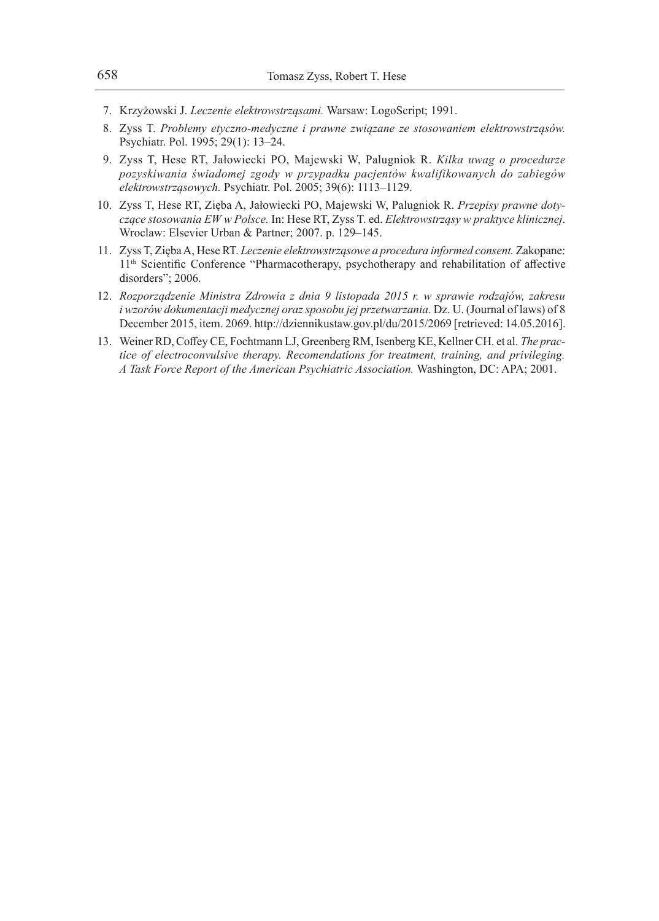7. Krzyżowski J. *Leczenie elektrowstrząsami.* Warsaw: LogoScript; 1991.
8. Zyss T. *Problemy etyczno-medyczne i prawne związane ze stosowaniem elektrowstrząsów.* Psychiatr. Pol. 1995; 29(1): 13–24.
9. Zyss T, Hese RT, Jałowiecki PO, Majewski W, Palugniok R. *Kilka uwag o procedurze pozyskiwania świadomej zgody w przypadku pacjentów kwalifikowanych do zabiegów elektrowstrząsowych.* Psychiatr. Pol. 2005; 39(6): 1113–1129.
10. Zyss T, Hese RT, Zięba A, Jałowiecki PO, Majewski W, Palugniok R. *Przepisy prawne dotyczące stosowania EW w Polsce.* In: Hese RT, Zyss T. ed. *Elektrowstrząsy w praktyce klinicznej*. Wroclaw: Elsevier Urban & Partner; 2007. p. 129–145.
11. Zyss T, Zięba A, Hese RT. *Leczenie elektrowstrząsowe a procedura informed consent.* Zakopane: 11th Scientific Conference "Pharmacotherapy, psychotherapy and rehabilitation of affective disorders"; 2006.
12. *Rozporządzenie Ministra Zdrowia z dnia 9 listopada 2015 r. w sprawie rodzajów, zakresu i wzorów dokumentacji medycznej oraz sposobu jej przetwarzania.* Dz. U. (Journal of laws) of 8 December 2015, item. 2069. http://dziennikustaw.gov.pl/du/2015/2069 [retrieved: 14.05.2016].
13. Weiner RD, Coffey CE, Fochtmann LJ, Greenberg RM, Isenberg KE, Kellner CH. et al. *The practice of electroconvulsive therapy. Recomendations for treatment, training, and privileging. A Task Force Report of the American Psychiatric Association.* Washington, DC: APA; 2001.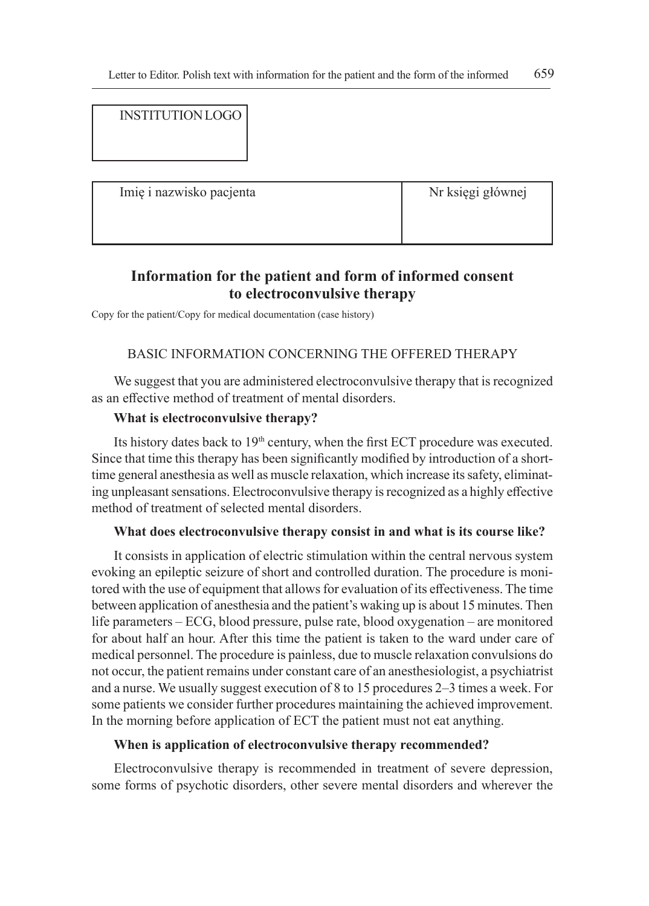| INSTITUTION LOGO |
|---|
| |

| Imię i nazwisko pacjenta | Nr księgi głównej |
|---|---|
| | |

## Information for the patient and form of informed consent to electroconvulsive therapy

Copy for the patient/Copy for medical documentation (case history)

BASIC INFORMATION CONCERNING THE OFFERED THERAPY

We suggest that you are administered electroconvulsive therapy that is recognized as an effective method of treatment of mental disorders.

**What is electroconvulsive therapy?**

Its history dates back to 19th century, when the first ECT procedure was executed. Since that time this therapy has been significantly modified by introduction of a short-time general anesthesia as well as muscle relaxation, which increase its safety, eliminating unpleasant sensations. Electroconvulsive therapy is recognized as a highly effective method of treatment of selected mental disorders.

**What does electroconvulsive therapy consist in and what is its course like?**

It consists in application of electric stimulation within the central nervous system evoking an epileptic seizure of short and controlled duration. The procedure is monitored with the use of equipment that allows for evaluation of its effectiveness. The time between application of anesthesia and the patient's waking up is about 15 minutes. Then life parameters – ECG, blood pressure, pulse rate, blood oxygenation – are monitored for about half an hour. After this time the patient is taken to the ward under care of medical personnel. The procedure is painless, due to muscle relaxation convulsions do not occur, the patient remains under constant care of an anesthesiologist, a psychiatrist and a nurse. We usually suggest execution of 8 to 15 procedures 2–3 times a week. For some patients we consider further procedures maintaining the achieved improvement. In the morning before application of ECT the patient must not eat anything.

**When is application of electroconvulsive therapy recommended?**

Electroconvulsive therapy is recommended in treatment of severe depression, some forms of psychotic disorders, other severe mental disorders and wherever the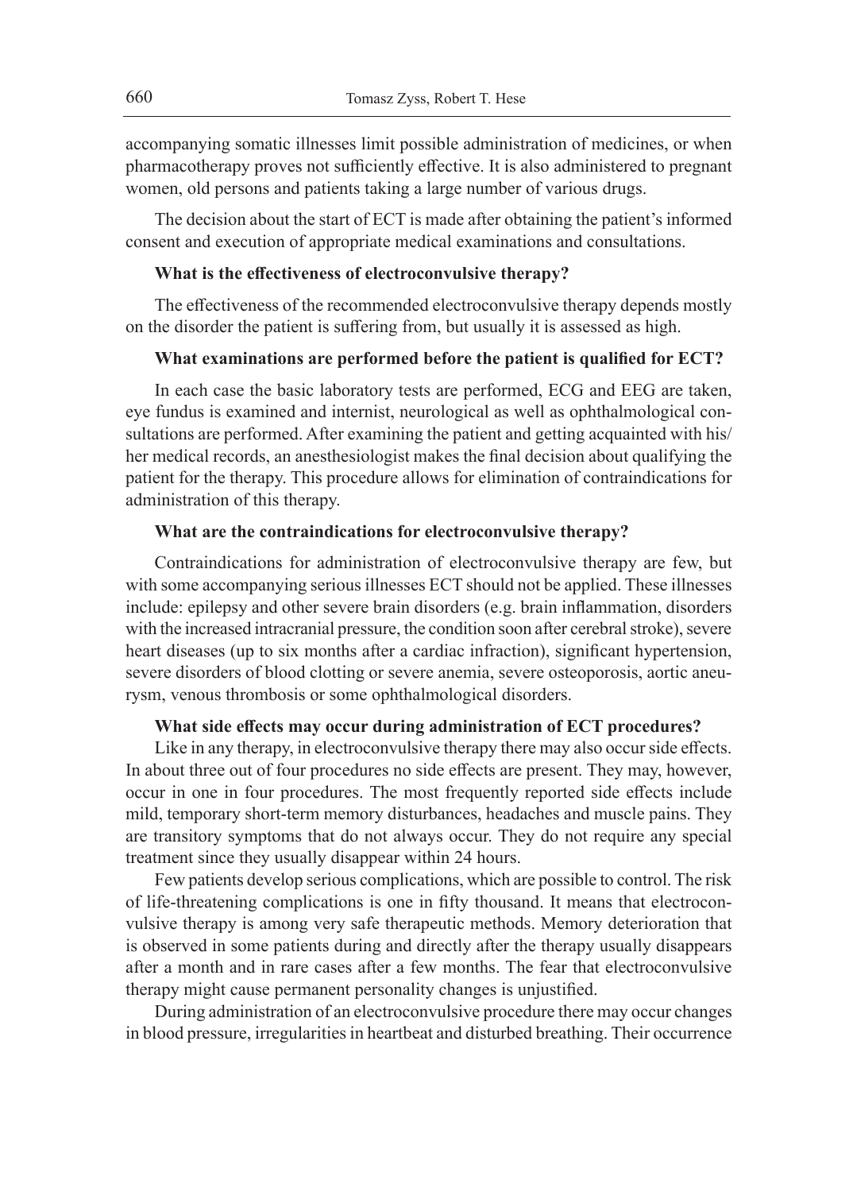accompanying somatic illnesses limit possible administration of medicines, or when pharmacotherapy proves not sufficiently effective. It is also administered to pregnant women, old persons and patients taking a large number of various drugs.

The decision about the start of ECT is made after obtaining the patient's informed consent and execution of appropriate medical examinations and consultations.

**What is the effectiveness of electroconvulsive therapy?**

The effectiveness of the recommended electroconvulsive therapy depends mostly on the disorder the patient is suffering from, but usually it is assessed as high.

**What examinations are performed before the patient is qualified for ECT?**

In each case the basic laboratory tests are performed, ECG and EEG are taken, eye fundus is examined and internist, neurological as well as ophthalmological consultations are performed. After examining the patient and getting acquainted with his/her medical records, an anesthesiologist makes the final decision about qualifying the patient for the therapy. This procedure allows for elimination of contraindications for administration of this therapy.

**What are the contraindications for electroconvulsive therapy?**

Contraindications for administration of electroconvulsive therapy are few, but with some accompanying serious illnesses ECT should not be applied. These illnesses include: epilepsy and other severe brain disorders (e.g. brain inflammation, disorders with the increased intracranial pressure, the condition soon after cerebral stroke), severe heart diseases (up to six months after a cardiac infraction), significant hypertension, severe disorders of blood clotting or severe anemia, severe osteoporosis, aortic aneurysm, venous thrombosis or some ophthalmological disorders.

**What side effects may occur during administration of ECT procedures?**

Like in any therapy, in electroconvulsive therapy there may also occur side effects. In about three out of four procedures no side effects are present. They may, however, occur in one in four procedures. The most frequently reported side effects include mild, temporary short-term memory disturbances, headaches and muscle pains. They are transitory symptoms that do not always occur. They do not require any special treatment since they usually disappear within 24 hours.

Few patients develop serious complications, which are possible to control. The risk of life-threatening complications is one in fifty thousand. It means that electroconvulsive therapy is among very safe therapeutic methods. Memory deterioration that is observed in some patients during and directly after the therapy usually disappears after a month and in rare cases after a few months. The fear that electroconvulsive therapy might cause permanent personality changes is unjustified.

During administration of an electroconvulsive procedure there may occur changes in blood pressure, irregularities in heartbeat and disturbed breathing. Their occurrence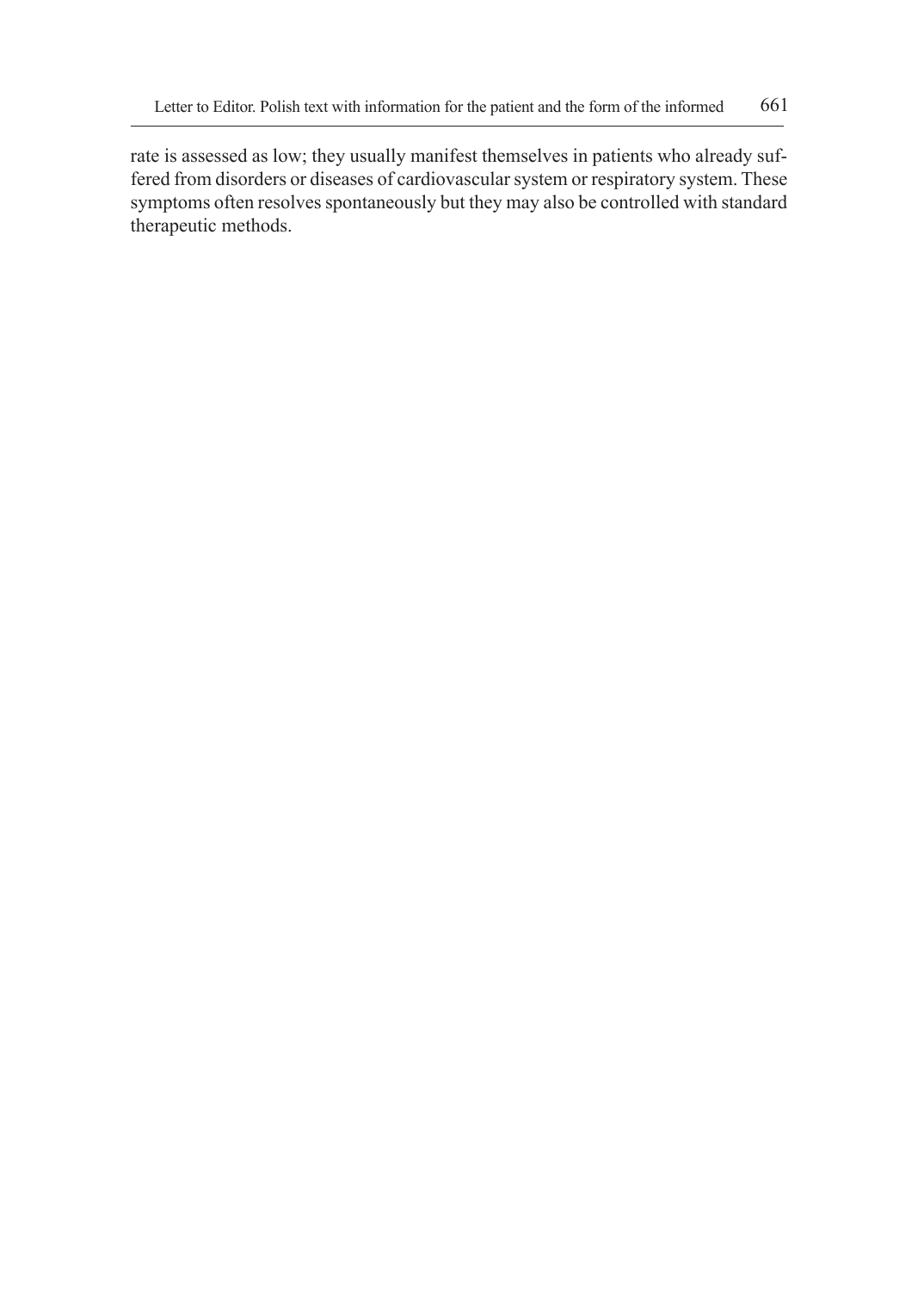rate is assessed as low; they usually manifest themselves in patients who already suffered from disorders or diseases of cardiovascular system or respiratory system. These symptoms often resolves spontaneously but they may also be controlled with standard therapeutic methods.